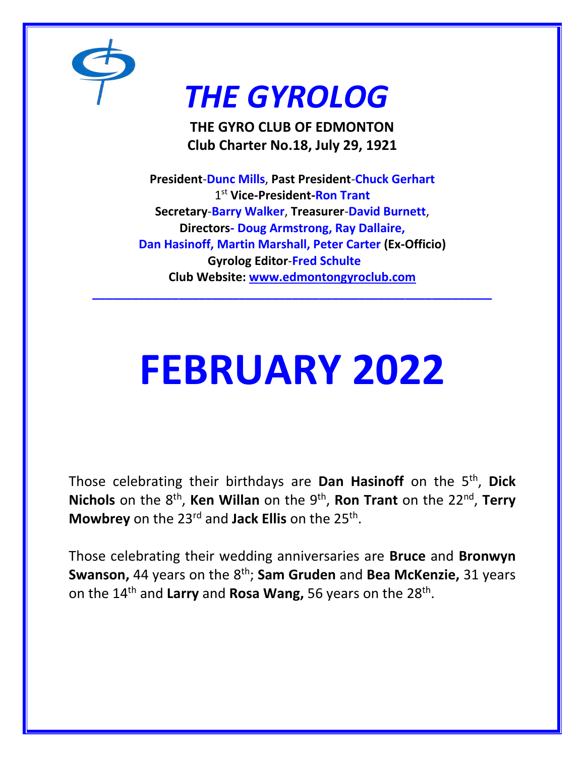# *THE GYROLOG*

**THE GYRO CLUB OF EDMONTON**
**Club Charter No.18, July 29, 1921**

**President**-**Dunc Mills**, **Past President**-**Chuck Gerhart**
1st **Vice-President**-**Ron Trant**
**Secretary**-**Barry Walker**, **Treasurer**-**David Burnett**,
**Directors**- **Doug Armstrong, Ray Dallaire,**
**Dan Hasinoff, Martin Marshall, Peter Carter** **(Ex-Officio)**
**Gyrolog Editor**-**Fred Schulte**
**Club Website:** **www.edmontongyroclub.com**

---

# FEBRUARY 2022

Those celebrating their birthdays are **Dan Hasinoff** on the 5th, **Dick Nichols** on the 8th, **Ken Willan** on the 9th, **Ron Trant** on the 22nd, **Terry Mowbrey** on the 23rd and **Jack Ellis** on the 25th.

Those celebrating their wedding anniversaries are **Bruce** and **Bronwyn Swanson,** 44 years on the 8th; **Sam Gruden** and **Bea McKenzie,** 31 years on the 14th and **Larry** and **Rosa Wang,** 56 years on the 28th.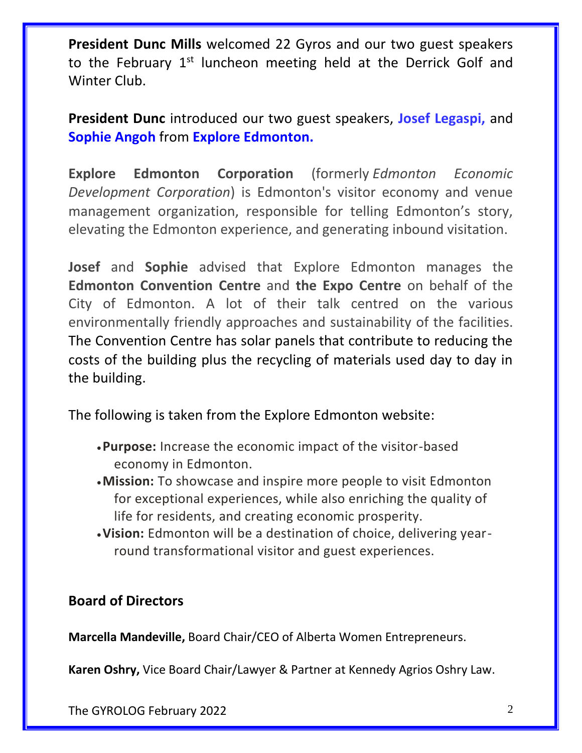**President Dunc Mills** welcomed 22 Gyros and our two guest speakers to the February 1st luncheon meeting held at the Derrick Golf and Winter Club.

**President Dunc** introduced our two guest speakers, **Josef Legaspi,** and **Sophie Angoh** from **Explore Edmonton.**

**Explore Edmonton Corporation** (formerly *Edmonton Economic Development Corporation*) is Edmonton's visitor economy and venue management organization, responsible for telling Edmonton's story, elevating the Edmonton experience, and generating inbound visitation.

**Josef** and **Sophie** advised that Explore Edmonton manages the **Edmonton Convention Centre** and **the Expo Centre** on behalf of the City of Edmonton. A lot of their talk centred on the various environmentally friendly approaches and sustainability of the facilities. The Convention Centre has solar panels that contribute to reducing the costs of the building plus the recycling of materials used day to day in the building.

The following is taken from the Explore Edmonton website:

- **Purpose:** Increase the economic impact of the visitor-based economy in Edmonton.
- **Mission:** To showcase and inspire more people to visit Edmonton for exceptional experiences, while also enriching the quality of life for residents, and creating economic prosperity.
- **Vision:** Edmonton will be a destination of choice, delivering year-round transformational visitor and guest experiences.

## Board of Directors

**Marcella Mandeville,** Board Chair/CEO of Alberta Women Entrepreneurs.

**Karen Oshry,** Vice Board Chair/Lawyer & Partner at Kennedy Agrios Oshry Law.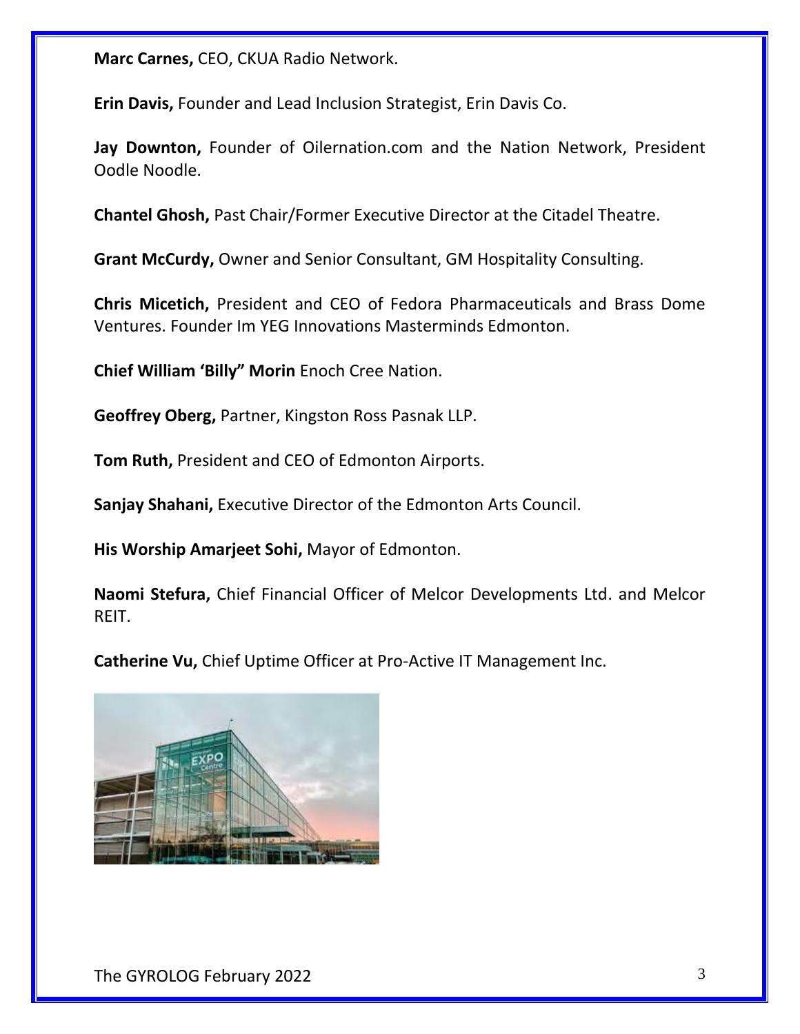**Marc Carnes,** CEO, CKUA Radio Network.

**Erin Davis,** Founder and Lead Inclusion Strategist, Erin Davis Co.

**Jay Downton,** Founder of Oilernation.com and the Nation Network, President Oodle Noodle.

**Chantel Ghosh,** Past Chair/Former Executive Director at the Citadel Theatre.

**Grant McCurdy,** Owner and Senior Consultant, GM Hospitality Consulting.

**Chris Micetich,** President and CEO of Fedora Pharmaceuticals and Brass Dome Ventures. Founder Im YEG Innovations Masterminds Edmonton.

**Chief William 'Billy" Morin** Enoch Cree Nation.

**Geoffrey Oberg,** Partner, Kingston Ross Pasnak LLP.

**Tom Ruth,** President and CEO of Edmonton Airports.

**Sanjay Shahani,** Executive Director of the Edmonton Arts Council.

**His Worship Amarjeet Sohi,** Mayor of Edmonton.

**Naomi Stefura,** Chief Financial Officer of Melcor Developments Ltd. and Melcor REIT.

**Catherine Vu,** Chief Uptime Officer at Pro-Active IT Management Inc.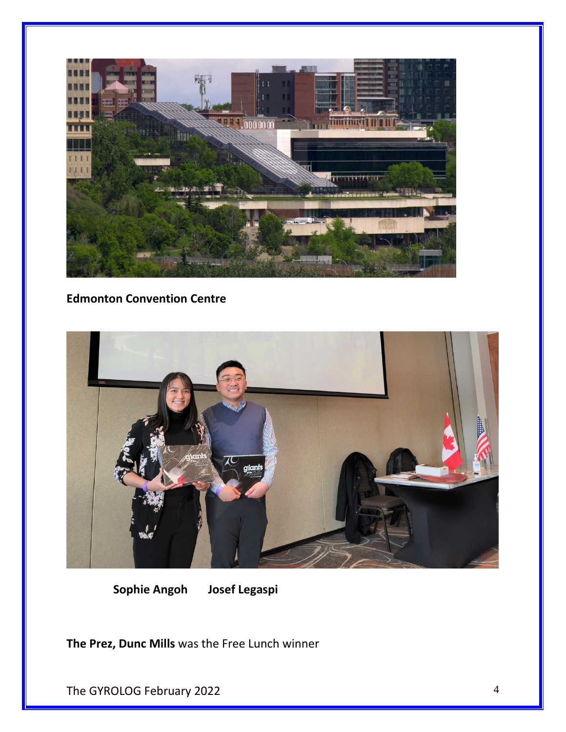**Edmonton Convention Centre**

**Sophie Angoh Josef Legaspi**

**The Prez, Dunc Mills** was the Free Lunch winner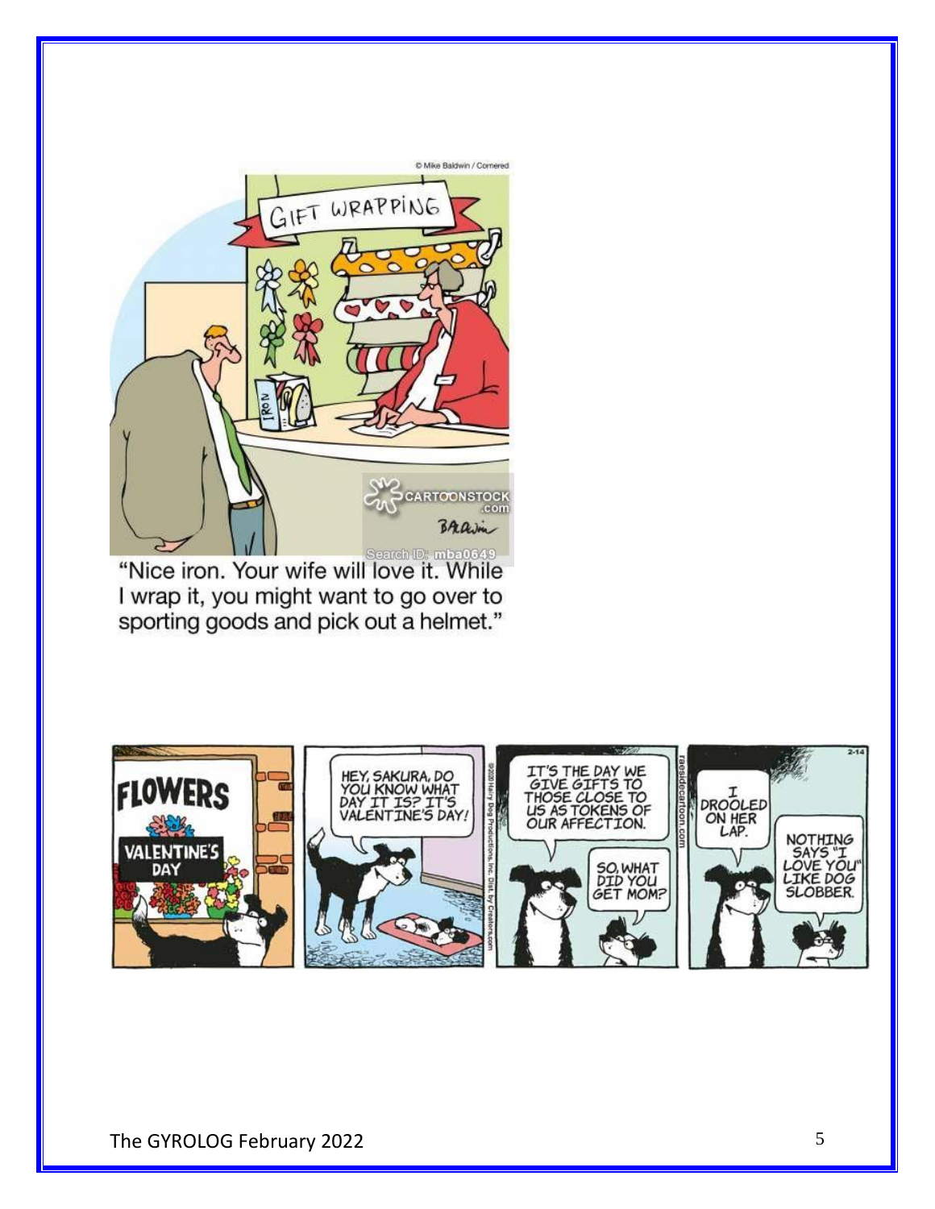"Nice iron. Your wife will love it. While I wrap it, you might want to go over to sporting goods and pick out a helmet."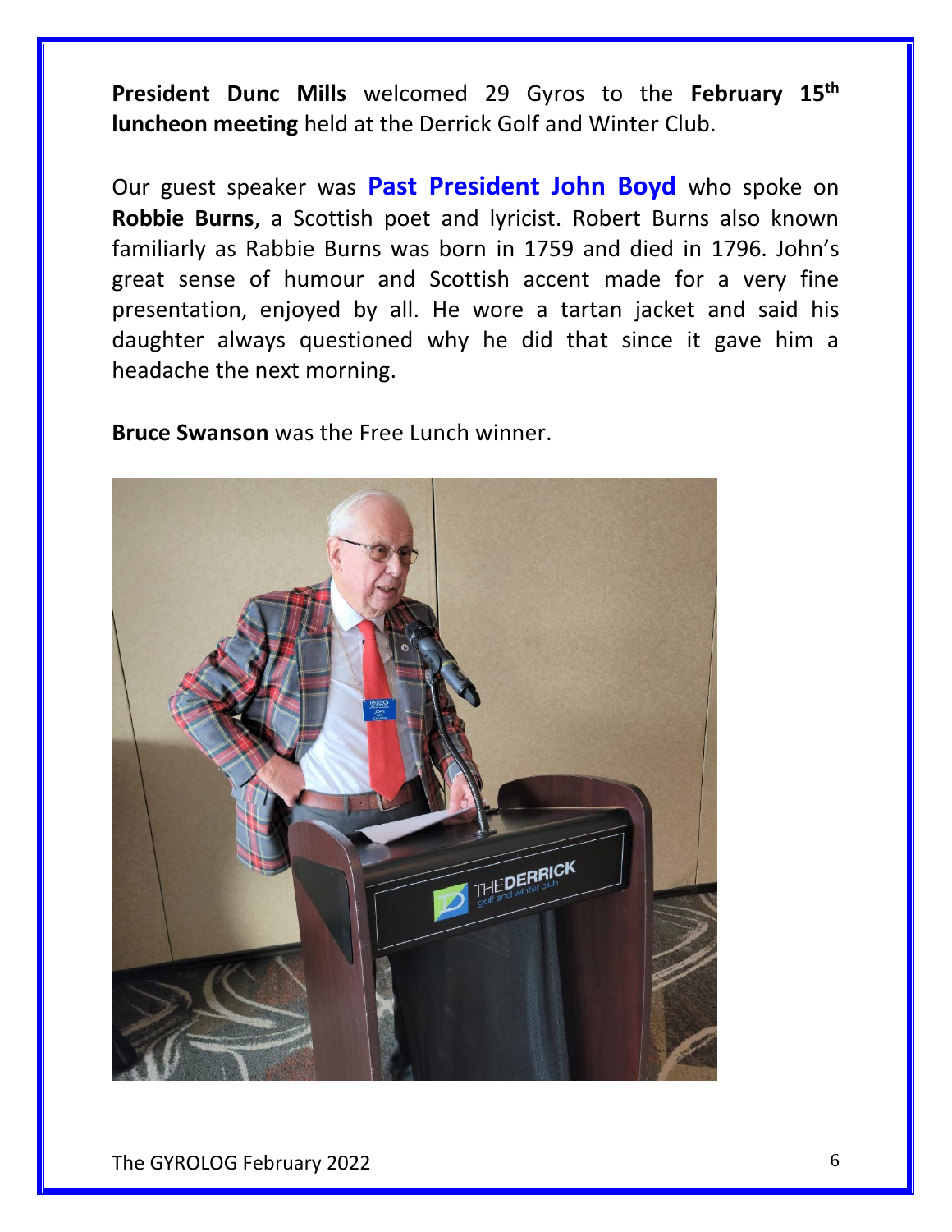**President Dunc Mills** welcomed 29 Gyros to the **February 15th luncheon meeting** held at the Derrick Golf and Winter Club.

Our guest speaker was **Past President John Boyd** who spoke on **Robbie Burns**, a Scottish poet and lyricist. Robert Burns also known familiarly as Rabbie Burns was born in 1759 and died in 1796. John's great sense of humour and Scottish accent made for a very fine presentation, enjoyed by all. He wore a tartan jacket and said his daughter always questioned why he did that since it gave him a headache the next morning.

**Bruce Swanson** was the Free Lunch winner.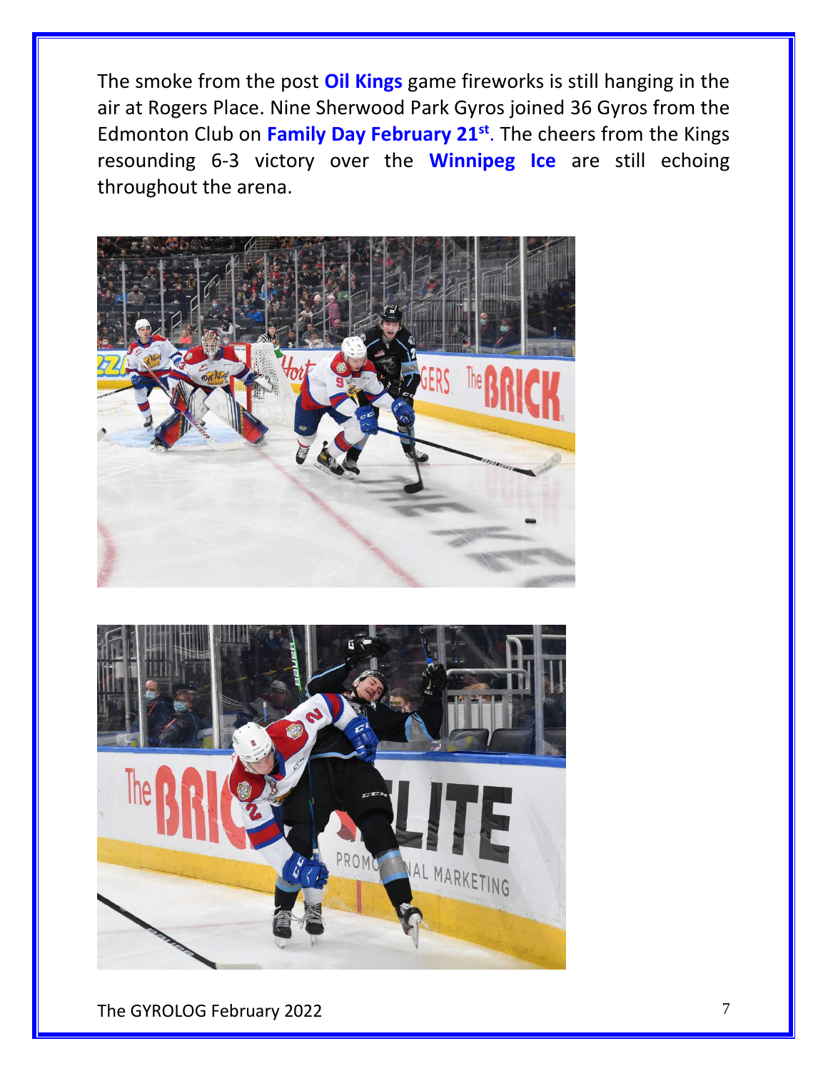The smoke from the post **Oil Kings** game fireworks is still hanging in the air at Rogers Place. Nine Sherwood Park Gyros joined 36 Gyros from the Edmonton Club on **Family Day February 21st**. The cheers from the Kings resounding 6-3 victory over the **Winnipeg Ice** are still echoing throughout the arena.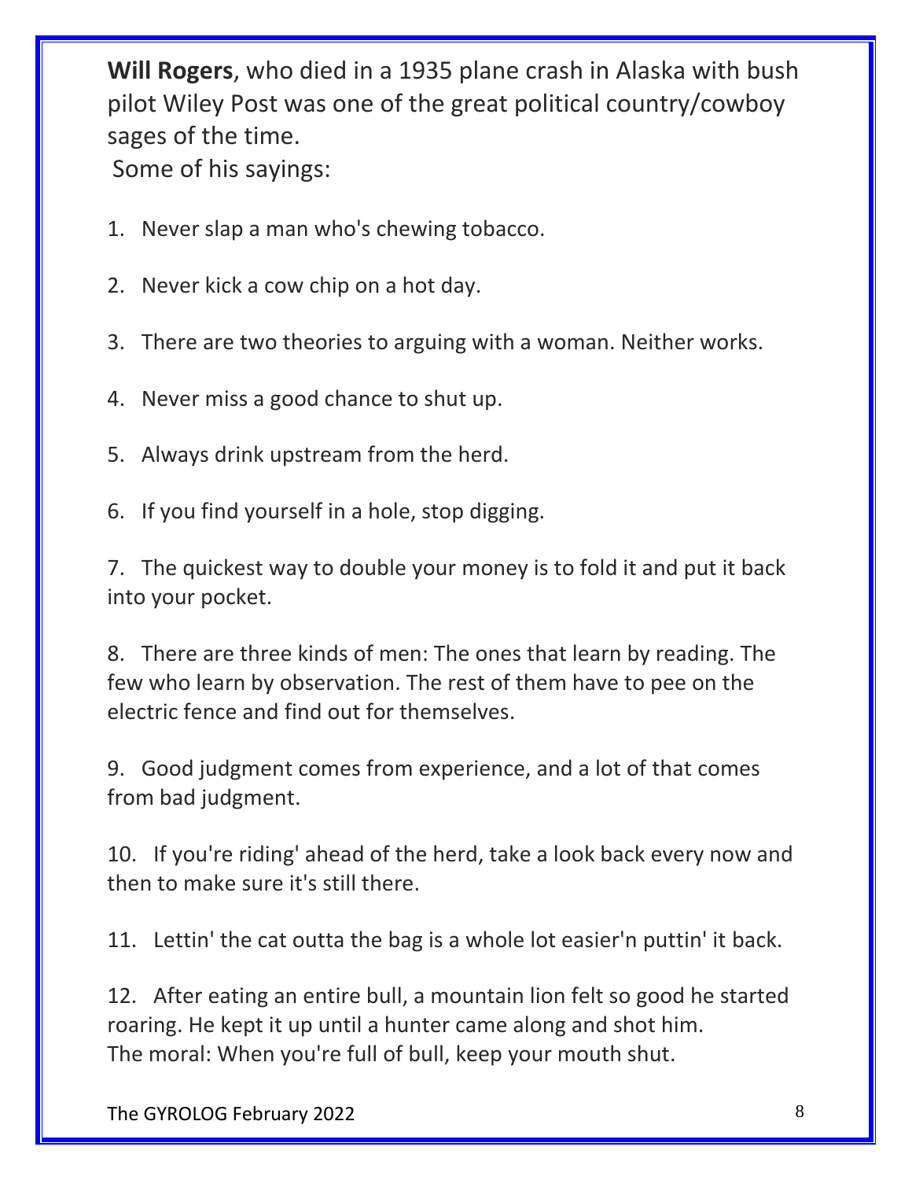**Will Rogers**, who died in a 1935 plane crash in Alaska with bush pilot Wiley Post was one of the great political country/cowboy sages of the time.

Some of his sayings:

1. Never slap a man who's chewing tobacco.
2. Never kick a cow chip on a hot day.
3. There are two theories to arguing with a woman. Neither works.
4. Never miss a good chance to shut up.
5. Always drink upstream from the herd.
6. If you find yourself in a hole, stop digging.
7. The quickest way to double your money is to fold it and put it back into your pocket.
8. There are three kinds of men: The ones that learn by reading. The few who learn by observation. The rest of them have to pee on the electric fence and find out for themselves.
9. Good judgment comes from experience, and a lot of that comes from bad judgment.
10. If you're riding' ahead of the herd, take a look back every now and then to make sure it's still there.
11. Lettin' the cat outta the bag is a whole lot easier'n puttin' it back.
12. After eating an entire bull, a mountain lion felt so good he started roaring. He kept it up until a hunter came along and shot him. The moral: When you're full of bull, keep your mouth shut.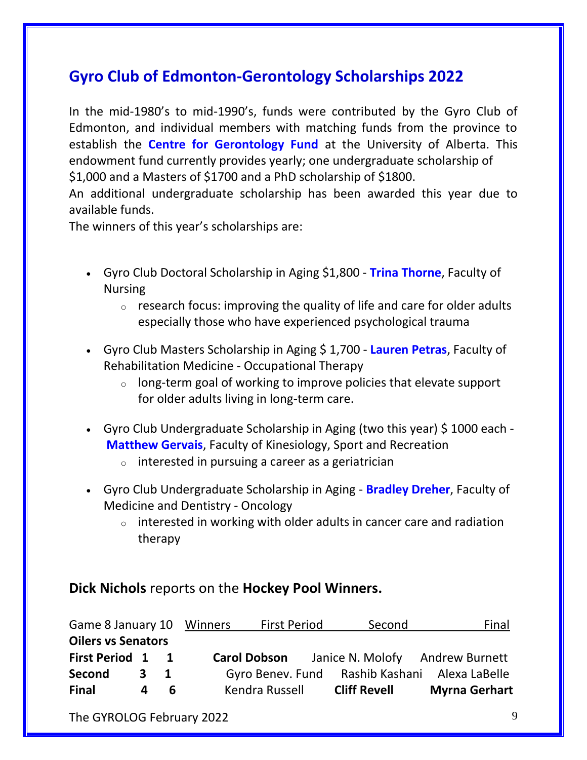## Gyro Club of Edmonton-Gerontology Scholarships 2022

In the mid-1980's to mid-1990's, funds were contributed by the Gyro Club of Edmonton, and individual members with matching funds from the province to establish the **Centre for Gerontology Fund** at the University of Alberta. This endowment fund currently provides yearly; one undergraduate scholarship of $1,000 and a Masters of $1700 and a PhD scholarship of $1800.
An additional undergraduate scholarship has been awarded this year due to available funds.
The winners of this year's scholarships are:

- Gyro Club Doctoral Scholarship in Aging $1,800 - **Trina Thorne**, Faculty of Nursing
  - research focus: improving the quality of life and care for older adults especially those who have experienced psychological trauma
- Gyro Club Masters Scholarship in Aging $ 1,700 - **Lauren Petras**, Faculty of Rehabilitation Medicine - Occupational Therapy
  - long-term goal of working to improve policies that elevate support for older adults living in long-term care.
- Gyro Club Undergraduate Scholarship in Aging (two this year) $ 1000 each - **Matthew Gervais**, Faculty of Kinesiology, Sport and Recreation
  - interested in pursuing a career as a geriatrician
- Gyro Club Undergraduate Scholarship in Aging - **Bradley Dreher**, Faculty of Medicine and Dentistry - Oncology
  - interested in working with older adults in cancer care and radiation therapy

### **Dick Nichols** reports on the **Hockey Pool Winners.**

| Game 8 January 10 | | | Winners | First Period | Second | Final |
|---|---|---|---|---|---|---|
| **Oilers vs Senators** | | | | | | |
| **First Period** | **1** | **1** | | **Carol Dobson** | Janice N. Molofy | Andrew Burnett |
| **Second** | **3** | **1** | | Gyro Benev. Fund | Rashib Kashani | Alexa LaBelle |
| **Final** | **4** | **6** | | Kendra Russell | **Cliff Revell** | **Myrna Gerhart** |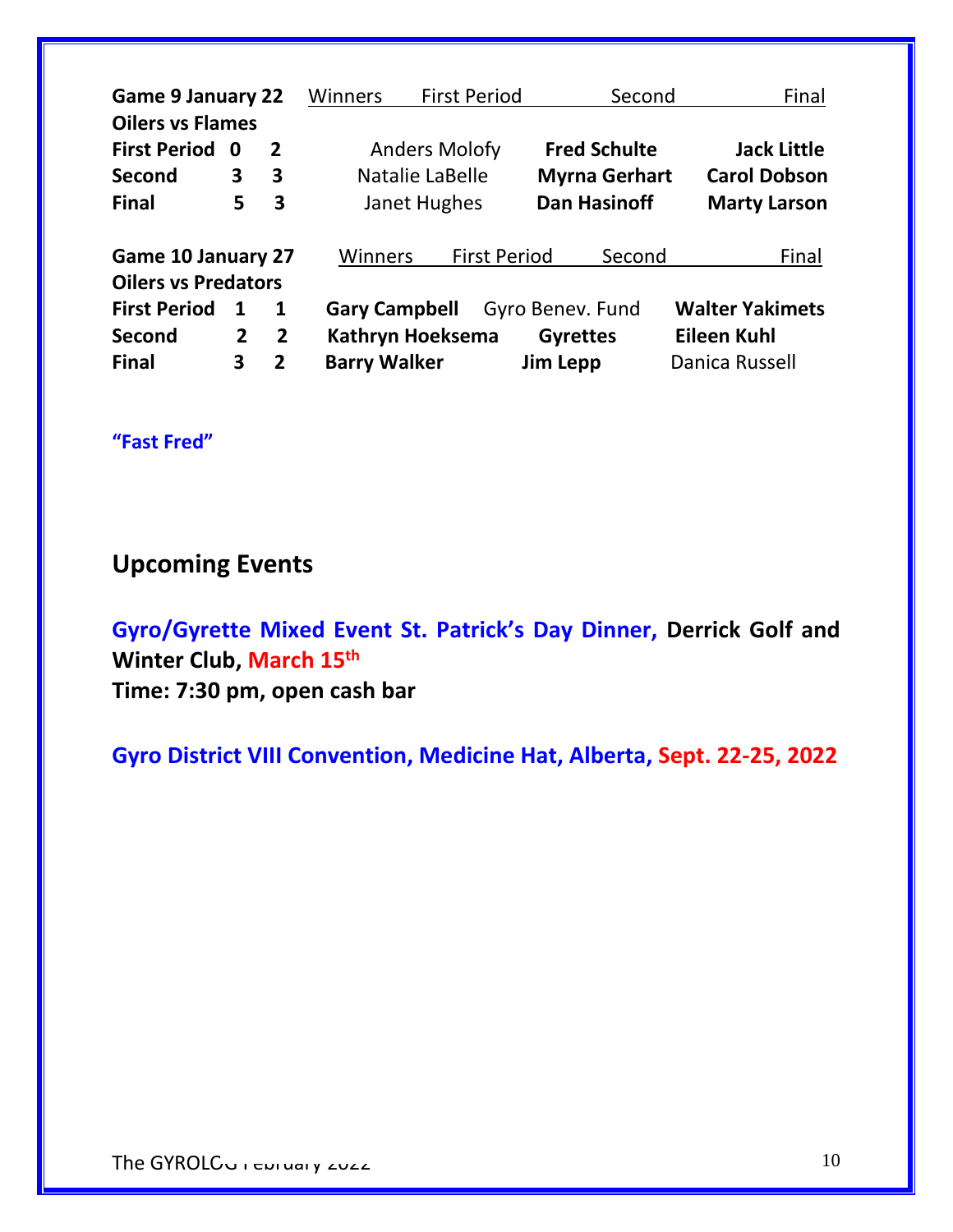| Game 9 January 22 | | | Winners | First Period | Second | Final |
|---|---|---|---|---|---|---|
| **Oilers vs Flames** | | | | | | |
| **First Period** | **0** | **2** | | Anders Molofy | **Fred Schulte** | **Jack Little** |
| **Second** | **3** | **3** | | Natalie LaBelle | **Myrna Gerhart** | **Carol Dobson** |
| **Final** | **5** | **3** | | Janet Hughes | **Dan Hasinoff** | **Marty Larson** |

| Game 10 January 27 | | | Winners | First Period | Second | Final |
|---|---|---|---|---|---|---|
| **Oilers vs Predators** | | | | | | |
| **First Period** | **1** | **1** | **Gary Campbell** | Gyro Benev. Fund | **Walter Yakimets** | |
| **Second** | **2** | **2** | **Kathryn Hoeksema** | **Gyrettes** | **Eileen Kuhl** | |
| **Final** | **3** | **2** | **Barry Walker** | **Jim Lepp** | Danica Russell | |

**"Fast Fred"**

## Upcoming Events

**Gyro/Gyrette Mixed Event St. Patrick's Day Dinner, Derrick Golf and Winter Club, March 15th**
**Time: 7:30 pm, open cash bar**

**Gyro District VIII Convention, Medicine Hat, Alberta, Sept. 22-25, 2022**